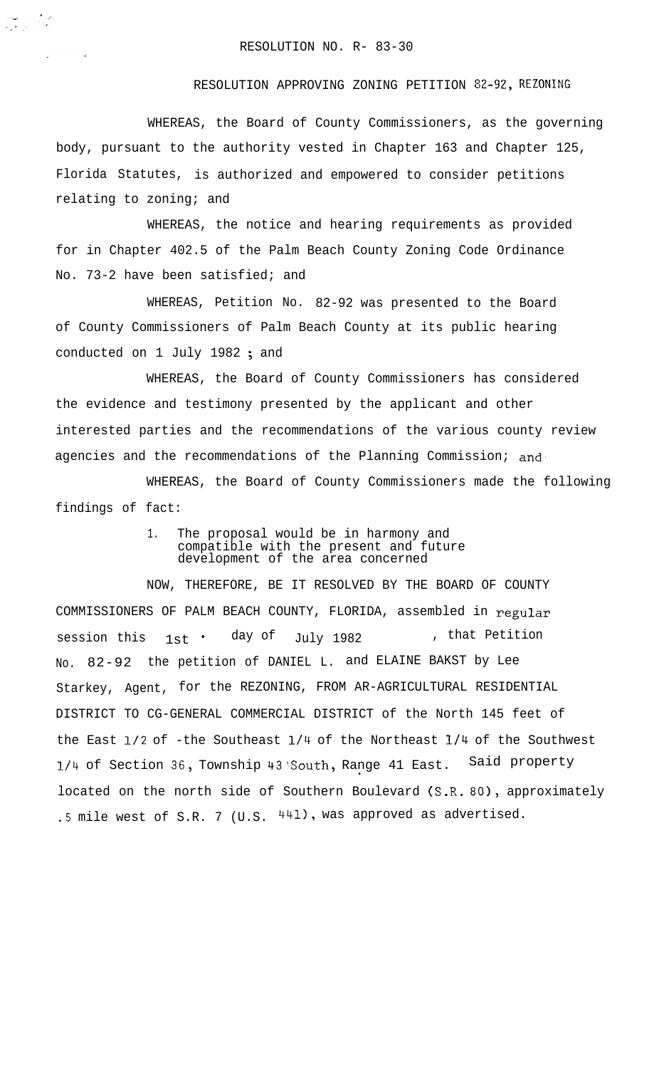RESOLUTION NO. R- 83-30

RESOLUTION APPROVING ZONING PETITION 82-92, REZONING

WHEREAS, the Board of County Commissioners, as the governing body, pursuant to the authority vested in Chapter 163 and Chapter 125, Florida Statutes, is authorized and empowered to consider petitions relating to zoning; and

WHEREAS, the notice and hearing requirements as provided for in Chapter 402.5 of the Palm Beach County Zoning Code Ordinance No. 73-2 have been satisfied; and

WHEREAS, Petition No. 82-92 was presented to the Board of County Commissioners of Palm Beach County at its public hearing conducted on 1 July 1982 ; and

WHEREAS, the Board of County Commissioners has considered the evidence and testimony presented by the applicant and other interested parties and the recommendations of the various county review agencies and the recommendations of the Planning Commission; and

WHEREAS, the Board of County Commissioners made the following findings of fact:

1. The proposal would be in harmony and compatible with the present and future development of the area concerned

NOW, THEREFORE, BE IT RESOLVED BY THE BOARD OF COUNTY COMMISSIONERS OF PALM BEACH COUNTY, FLORIDA, assembled in regular session this 1st day of July 1982, that Petition No. 82-92 the petition of DANIEL L. and ELAINE BAKST by Lee Starkey, Agent, for the REZONING, FROM AR-AGRICULTURAL RESIDENTIAL DISTRICT TO CG-GENERAL COMMERCIAL DISTRICT of the North 145 feet of the East 1/2 of -the Southeast 1/4 of the Northeast 1/4 of the Southwest 1/4 of Section 36, Township 43 South, Range 41 East. Said property located on the north side of Southern Boulevard (S.R. 80), approximately .5 mile west of S.R. 7 (U.S. 441), was approved as advertised.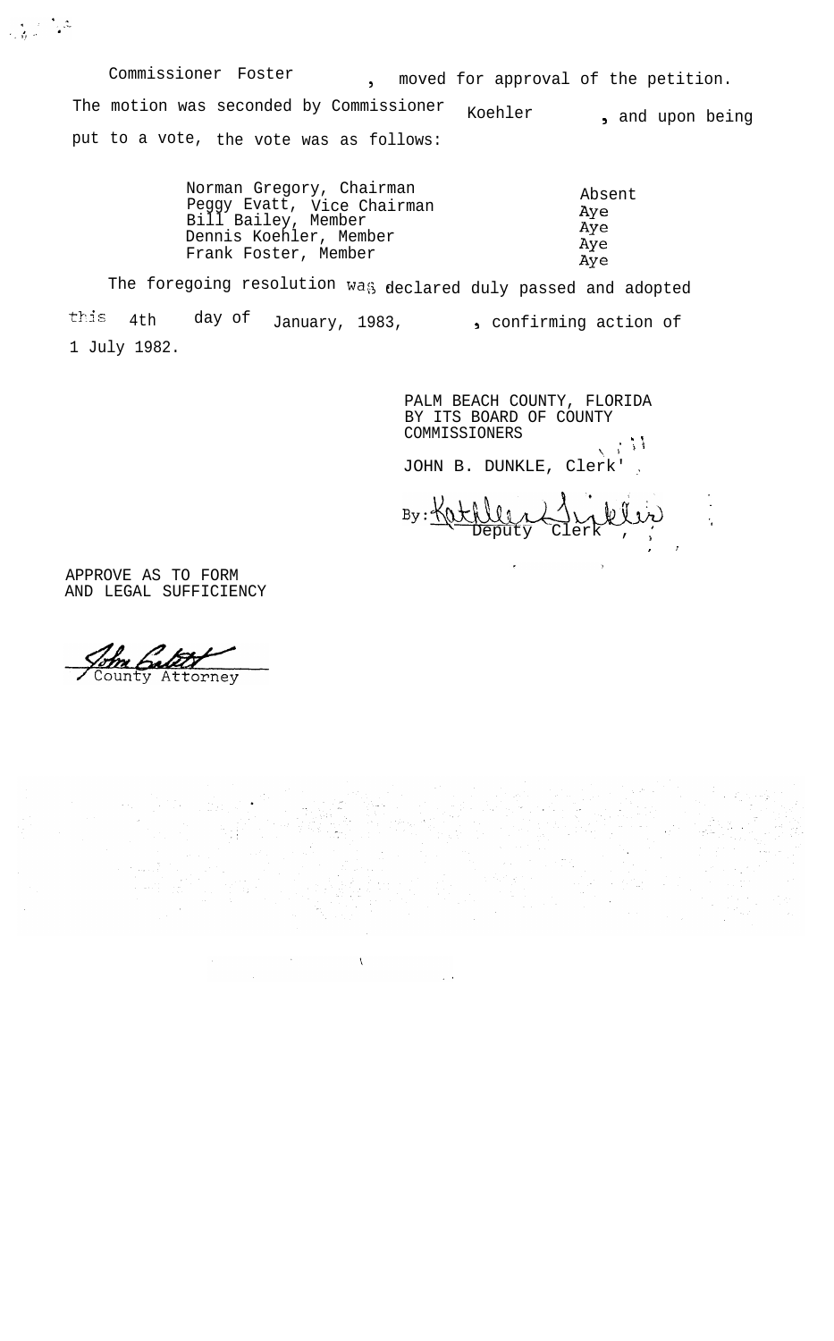Commissioner Foster, moved for approval of the petition. The motion was seconded by Commissioner Koehler, and upon being put to a vote, the vote was as follows:

| | |
|---|---|
| Norman Gregory, Chairman | Absent |
| Peggy Evatt, Vice Chairman | Aye |
| Bill Bailey, Member | Aye |
| Dennis Koehler, Member | Aye |
| Frank Foster, Member | Aye |

The foregoing resolution was declared duly passed and adopted this 4th day of January, 1983, confirming action of 1 July 1982.

PALM BEACH COUNTY, FLORIDA
BY ITS BOARD OF COUNTY
COMMISSIONERS

JOHN B. DUNKLE, Clerk

By: Deputy Clerk

APPROVE AS TO FORM
AND LEGAL SUFFICIENCY

County Attorney